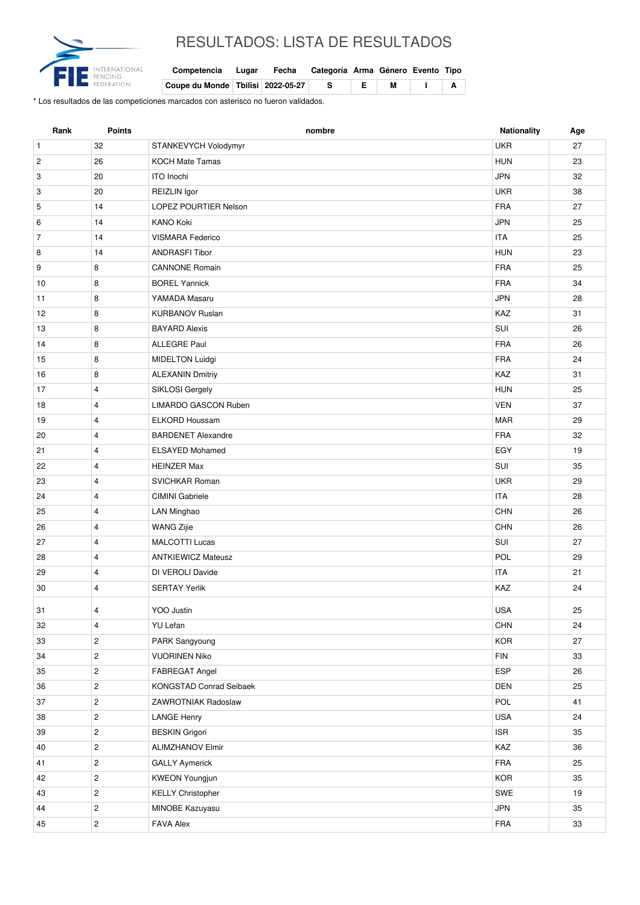# RESULTADOS: LISTA DE RESULTADOS

| Competencia | Lugar | Fecha | Categoría | Arma | Género | Evento | Tipo |
|---|---|---|---|---|---|---|---|
| Coupe du Monde | Tbilisi | 2022-05-27 | S | E | M | I | A |

\* Los resultados de las competiciones marcados con asterisco no fueron validados.

| Rank | Points | nombre | Nationality | Age |
|---|---|---|---|---|
| 1 | 32 | STANKEVYCH Volodymyr | UKR | 27 |
| 2 | 26 | KOCH Mate Tamas | HUN | 23 |
| 3 | 20 | ITO Inochi | JPN | 32 |
| 3 | 20 | REIZLIN Igor | UKR | 38 |
| 5 | 14 | LOPEZ POURTIER Nelson | FRA | 27 |
| 6 | 14 | KANO Koki | JPN | 25 |
| 7 | 14 | VISMARA Federico | ITA | 25 |
| 8 | 14 | ANDRASFI Tibor | HUN | 23 |
| 9 | 8 | CANNONE Romain | FRA | 25 |
| 10 | 8 | BOREL Yannick | FRA | 34 |
| 11 | 8 | YAMADA Masaru | JPN | 28 |
| 12 | 8 | KURBANOV Ruslan | KAZ | 31 |
| 13 | 8 | BAYARD Alexis | SUI | 26 |
| 14 | 8 | ALLEGRE Paul | FRA | 26 |
| 15 | 8 | MIDELTON Luidgi | FRA | 24 |
| 16 | 8 | ALEXANIN Dmitriy | KAZ | 31 |
| 17 | 4 | SIKLOSI Gergely | HUN | 25 |
| 18 | 4 | LIMARDO GASCON Ruben | VEN | 37 |
| 19 | 4 | ELKORD Houssam | MAR | 29 |
| 20 | 4 | BARDENET Alexandre | FRA | 32 |
| 21 | 4 | ELSAYED Mohamed | EGY | 19 |
| 22 | 4 | HEINZER Max | SUI | 35 |
| 23 | 4 | SVICHKAR Roman | UKR | 29 |
| 24 | 4 | CIMINI Gabriele | ITA | 28 |
| 25 | 4 | LAN Minghao | CHN | 26 |
| 26 | 4 | WANG Zijie | CHN | 26 |
| 27 | 4 | MALCOTTI Lucas | SUI | 27 |
| 28 | 4 | ANTKIEWICZ Mateusz | POL | 29 |
| 29 | 4 | DI VEROLI Davide | ITA | 21 |
| 30 | 4 | SERTAY Yerlik | KAZ | 24 |
| 31 | 4 | YOO Justin | USA | 25 |
| 32 | 4 | YU Lefan | CHN | 24 |
| 33 | 2 | PARK Sangyoung | KOR | 27 |
| 34 | 2 | VUORINEN Niko | FIN | 33 |
| 35 | 2 | FABREGAT Angel | ESP | 26 |
| 36 | 2 | KONGSTAD Conrad Seibaek | DEN | 25 |
| 37 | 2 | ZAWROTNIAK Radoslaw | POL | 41 |
| 38 | 2 | LANGE Henry | USA | 24 |
| 39 | 2 | BESKIN Grigori | ISR | 35 |
| 40 | 2 | ALIMZHANOV Elmir | KAZ | 36 |
| 41 | 2 | GALLY Aymerick | FRA | 25 |
| 42 | 2 | KWEON Youngjun | KOR | 35 |
| 43 | 2 | KELLY Christopher | SWE | 19 |
| 44 | 2 | MINOBE Kazuyasu | JPN | 35 |
| 45 | 2 | FAVA Alex | FRA | 33 |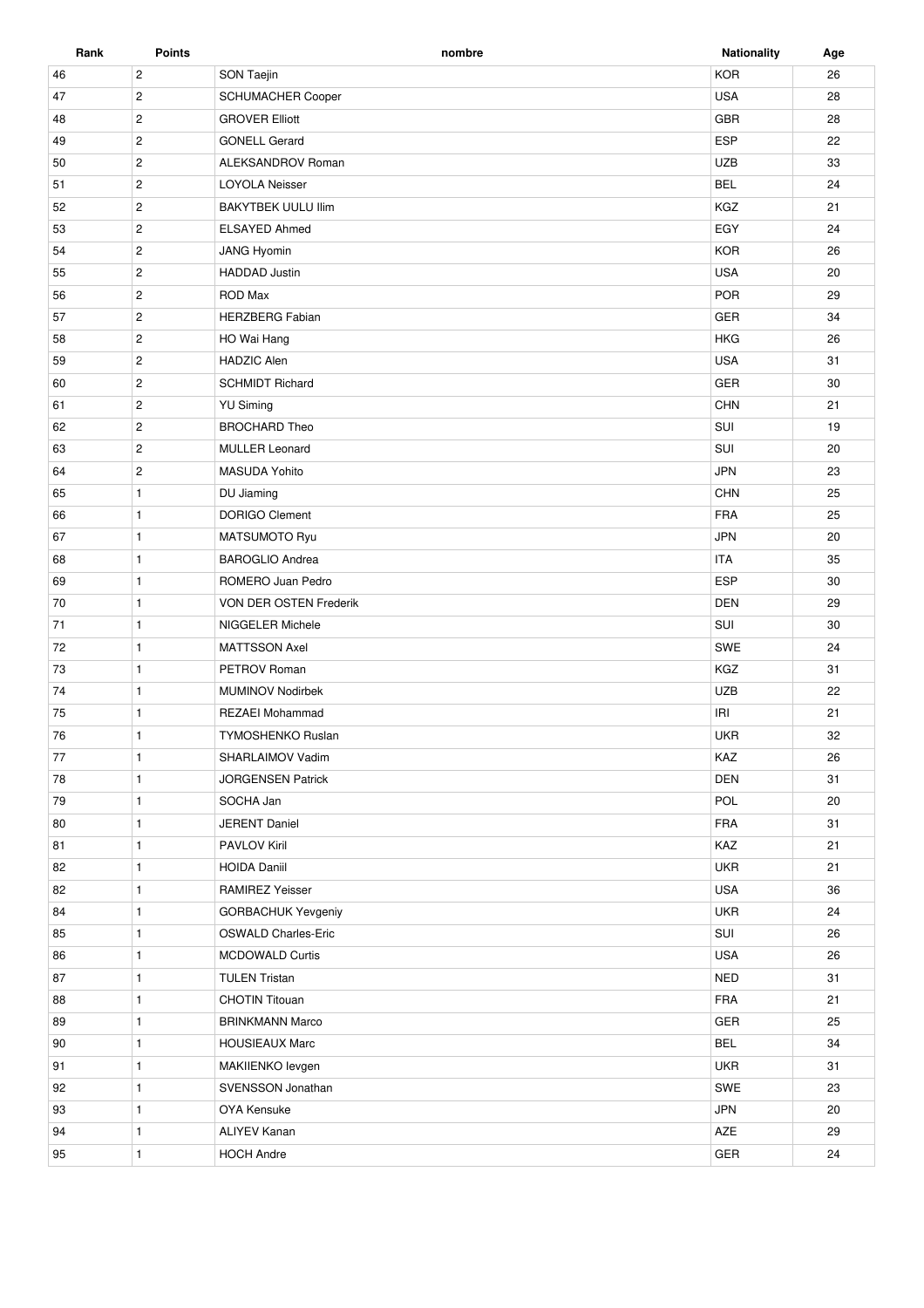| Rank | Points | nombre | Nationality | Age |
| --- | --- | --- | --- | --- |
| 46 | 2 | SON Taejin | KOR | 26 |
| 47 | 2 | SCHUMACHER Cooper | USA | 28 |
| 48 | 2 | GROVER Elliott | GBR | 28 |
| 49 | 2 | GONELL Gerard | ESP | 22 |
| 50 | 2 | ALEKSANDROV Roman | UZB | 33 |
| 51 | 2 | LOYOLA Neisser | BEL | 24 |
| 52 | 2 | BAKYTBEK UULU Ilim | KGZ | 21 |
| 53 | 2 | ELSAYED Ahmed | EGY | 24 |
| 54 | 2 | JANG Hyomin | KOR | 26 |
| 55 | 2 | HADDAD Justin | USA | 20 |
| 56 | 2 | ROD Max | POR | 29 |
| 57 | 2 | HERZBERG Fabian | GER | 34 |
| 58 | 2 | HO Wai Hang | HKG | 26 |
| 59 | 2 | HADZIC Alen | USA | 31 |
| 60 | 2 | SCHMIDT Richard | GER | 30 |
| 61 | 2 | YU Siming | CHN | 21 |
| 62 | 2 | BROCHARD Theo | SUI | 19 |
| 63 | 2 | MULLER Leonard | SUI | 20 |
| 64 | 2 | MASUDA Yohito | JPN | 23 |
| 65 | 1 | DU Jiaming | CHN | 25 |
| 66 | 1 | DORIGO Clement | FRA | 25 |
| 67 | 1 | MATSUMOTO Ryu | JPN | 20 |
| 68 | 1 | BAROGLIO Andrea | ITA | 35 |
| 69 | 1 | ROMERO Juan Pedro | ESP | 30 |
| 70 | 1 | VON DER OSTEN Frederik | DEN | 29 |
| 71 | 1 | NIGGELER Michele | SUI | 30 |
| 72 | 1 | MATTSSON Axel | SWE | 24 |
| 73 | 1 | PETROV Roman | KGZ | 31 |
| 74 | 1 | MUMINOV Nodirbek | UZB | 22 |
| 75 | 1 | REZAEI Mohammad | IRI | 21 |
| 76 | 1 | TYMOSHENKO Ruslan | UKR | 32 |
| 77 | 1 | SHARLAIMOV Vadim | KAZ | 26 |
| 78 | 1 | JORGENSEN Patrick | DEN | 31 |
| 79 | 1 | SOCHA Jan | POL | 20 |
| 80 | 1 | JERENT Daniel | FRA | 31 |
| 81 | 1 | PAVLOV Kiril | KAZ | 21 |
| 82 | 1 | HOIDA Daniil | UKR | 21 |
| 82 | 1 | RAMIREZ Yeisser | USA | 36 |
| 84 | 1 | GORBACHUK Yevgeniy | UKR | 24 |
| 85 | 1 | OSWALD Charles-Eric | SUI | 26 |
| 86 | 1 | MCDOWALD Curtis | USA | 26 |
| 87 | 1 | TULEN Tristan | NED | 31 |
| 88 | 1 | CHOTIN Titouan | FRA | 21 |
| 89 | 1 | BRINKMANN Marco | GER | 25 |
| 90 | 1 | HOUSIEAUX Marc | BEL | 34 |
| 91 | 1 | MAKIIENKO Ievgen | UKR | 31 |
| 92 | 1 | SVENSSON Jonathan | SWE | 23 |
| 93 | 1 | OYA Kensuke | JPN | 20 |
| 94 | 1 | ALIYEV Kanan | AZE | 29 |
| 95 | 1 | HOCH Andre | GER | 24 |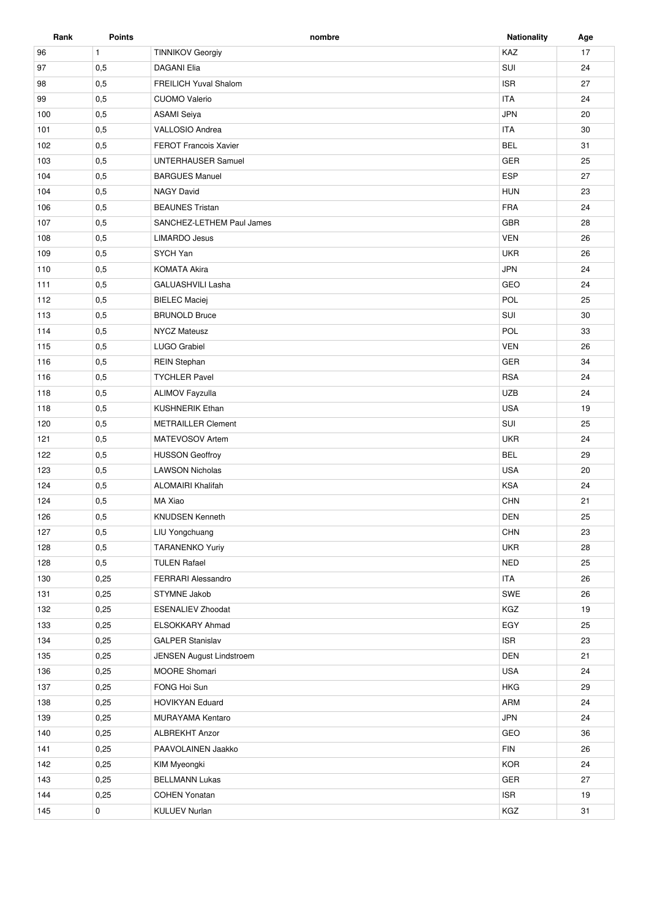| Rank | Points | nombre | Nationality | Age |
| --- | --- | --- | --- | --- |
| 96 | 1 | TINNIKOV Georgiy | KAZ | 17 |
| 97 | 0,5 | DAGANI Elia | SUI | 24 |
| 98 | 0,5 | FREILICH Yuval Shalom | ISR | 27 |
| 99 | 0,5 | CUOMO Valerio | ITA | 24 |
| 100 | 0,5 | ASAMI Seiya | JPN | 20 |
| 101 | 0,5 | VALLOSIO Andrea | ITA | 30 |
| 102 | 0,5 | FEROT Francois Xavier | BEL | 31 |
| 103 | 0,5 | UNTERHAUSER Samuel | GER | 25 |
| 104 | 0,5 | BARGUES Manuel | ESP | 27 |
| 104 | 0,5 | NAGY David | HUN | 23 |
| 106 | 0,5 | BEAUNES Tristan | FRA | 24 |
| 107 | 0,5 | SANCHEZ-LETHEM Paul James | GBR | 28 |
| 108 | 0,5 | LIMARDO Jesus | VEN | 26 |
| 109 | 0,5 | SYCH Yan | UKR | 26 |
| 110 | 0,5 | KOMATA Akira | JPN | 24 |
| 111 | 0,5 | GALUASHVILI Lasha | GEO | 24 |
| 112 | 0,5 | BIELEC Maciej | POL | 25 |
| 113 | 0,5 | BRUNOLD Bruce | SUI | 30 |
| 114 | 0,5 | NYCZ Mateusz | POL | 33 |
| 115 | 0,5 | LUGO Grabiel | VEN | 26 |
| 116 | 0,5 | REIN Stephan | GER | 34 |
| 116 | 0,5 | TYCHLER Pavel | RSA | 24 |
| 118 | 0,5 | ALIMOV Fayzulla | UZB | 24 |
| 118 | 0,5 | KUSHNERIK Ethan | USA | 19 |
| 120 | 0,5 | METRAILLER Clement | SUI | 25 |
| 121 | 0,5 | MATEVOSOV Artem | UKR | 24 |
| 122 | 0,5 | HUSSON Geoffroy | BEL | 29 |
| 123 | 0,5 | LAWSON Nicholas | USA | 20 |
| 124 | 0,5 | ALOMAIRI Khalifah | KSA | 24 |
| 124 | 0,5 | MA Xiao | CHN | 21 |
| 126 | 0,5 | KNUDSEN Kenneth | DEN | 25 |
| 127 | 0,5 | LIU Yongchuang | CHN | 23 |
| 128 | 0,5 | TARANENKO Yuriy | UKR | 28 |
| 128 | 0,5 | TULEN Rafael | NED | 25 |
| 130 | 0,25 | FERRARI Alessandro | ITA | 26 |
| 131 | 0,25 | STYMNE Jakob | SWE | 26 |
| 132 | 0,25 | ESENALIEV Zhoodat | KGZ | 19 |
| 133 | 0,25 | ELSOKKARY Ahmad | EGY | 25 |
| 134 | 0,25 | GALPER Stanislav | ISR | 23 |
| 135 | 0,25 | JENSEN August Lindstroem | DEN | 21 |
| 136 | 0,25 | MOORE Shomari | USA | 24 |
| 137 | 0,25 | FONG Hoi Sun | HKG | 29 |
| 138 | 0,25 | HOVIKYAN Eduard | ARM | 24 |
| 139 | 0,25 | MURAYAMA Kentaro | JPN | 24 |
| 140 | 0,25 | ALBREKHT Anzor | GEO | 36 |
| 141 | 0,25 | PAAVOLAINEN Jaakko | FIN | 26 |
| 142 | 0,25 | KIM Myeongki | KOR | 24 |
| 143 | 0,25 | BELLMANN Lukas | GER | 27 |
| 144 | 0,25 | COHEN Yonatan | ISR | 19 |
| 145 | 0 | KULUEV Nurlan | KGZ | 31 |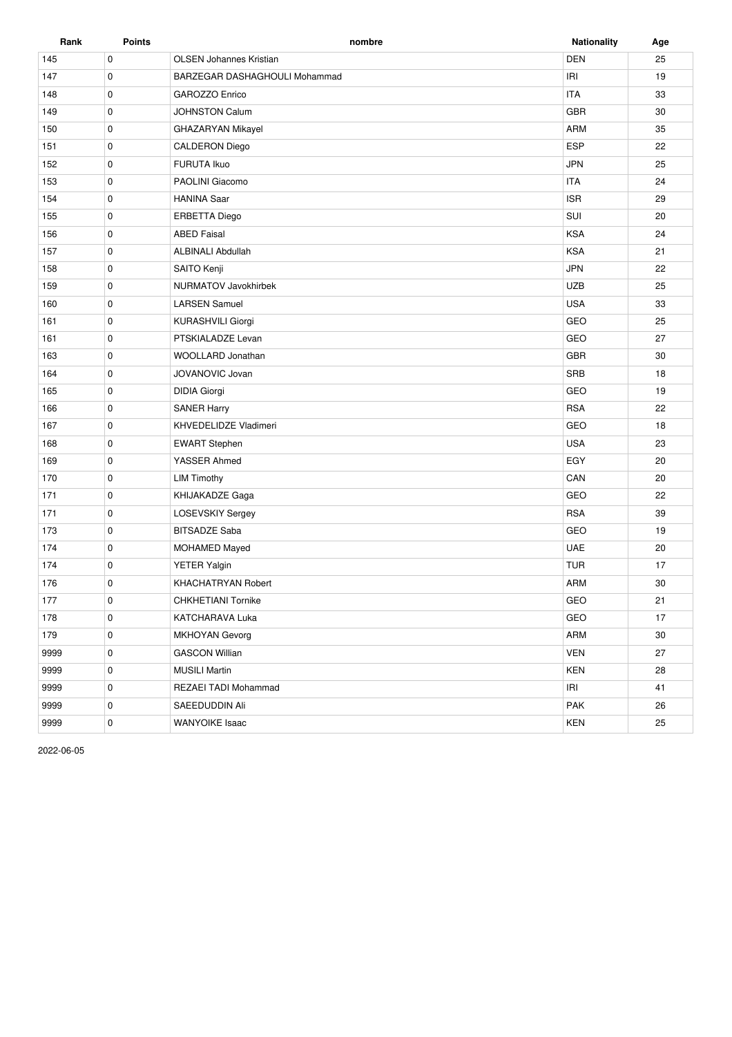| Rank | Points | nombre | Nationality | Age |
|---|---|---|---|---|
| 145 | 0 | OLSEN Johannes Kristian | DEN | 25 |
| 147 | 0 | BARZEGAR DASHAGHOULI Mohammad | IRI | 19 |
| 148 | 0 | GAROZZO Enrico | ITA | 33 |
| 149 | 0 | JOHNSTON Calum | GBR | 30 |
| 150 | 0 | GHAZARYAN Mikayel | ARM | 35 |
| 151 | 0 | CALDERON Diego | ESP | 22 |
| 152 | 0 | FURUTA Ikuo | JPN | 25 |
| 153 | 0 | PAOLINI Giacomo | ITA | 24 |
| 154 | 0 | HANINA Saar | ISR | 29 |
| 155 | 0 | ERBETTA Diego | SUI | 20 |
| 156 | 0 | ABED Faisal | KSA | 24 |
| 157 | 0 | ALBINALI Abdullah | KSA | 21 |
| 158 | 0 | SAITO Kenji | JPN | 22 |
| 159 | 0 | NURMATOV Javokhirbek | UZB | 25 |
| 160 | 0 | LARSEN Samuel | USA | 33 |
| 161 | 0 | KURASHVILI Giorgi | GEO | 25 |
| 161 | 0 | PTSKIALADZE Levan | GEO | 27 |
| 163 | 0 | WOOLLARD Jonathan | GBR | 30 |
| 164 | 0 | JOVANOVIC Jovan | SRB | 18 |
| 165 | 0 | DIDIA Giorgi | GEO | 19 |
| 166 | 0 | SANER Harry | RSA | 22 |
| 167 | 0 | KHVEDELIDZE Vladimeri | GEO | 18 |
| 168 | 0 | EWART Stephen | USA | 23 |
| 169 | 0 | YASSER Ahmed | EGY | 20 |
| 170 | 0 | LIM Timothy | CAN | 20 |
| 171 | 0 | KHIJAKADZE Gaga | GEO | 22 |
| 171 | 0 | LOSEVSKIY Sergey | RSA | 39 |
| 173 | 0 | BITSADZE Saba | GEO | 19 |
| 174 | 0 | MOHAMED Mayed | UAE | 20 |
| 174 | 0 | YETER Yalgin | TUR | 17 |
| 176 | 0 | KHACHATRYAN Robert | ARM | 30 |
| 177 | 0 | CHKHETIANI Tornike | GEO | 21 |
| 178 | 0 | KATCHARAVA Luka | GEO | 17 |
| 179 | 0 | MKHOYAN Gevorg | ARM | 30 |
| 9999 | 0 | GASCON Willian | VEN | 27 |
| 9999 | 0 | MUSILI Martin | KEN | 28 |
| 9999 | 0 | REZAEI TADI Mohammad | IRI | 41 |
| 9999 | 0 | SAEEDUDDIN Ali | PAK | 26 |
| 9999 | 0 | WANYOIKE Isaac | KEN | 25 |

2022-06-05